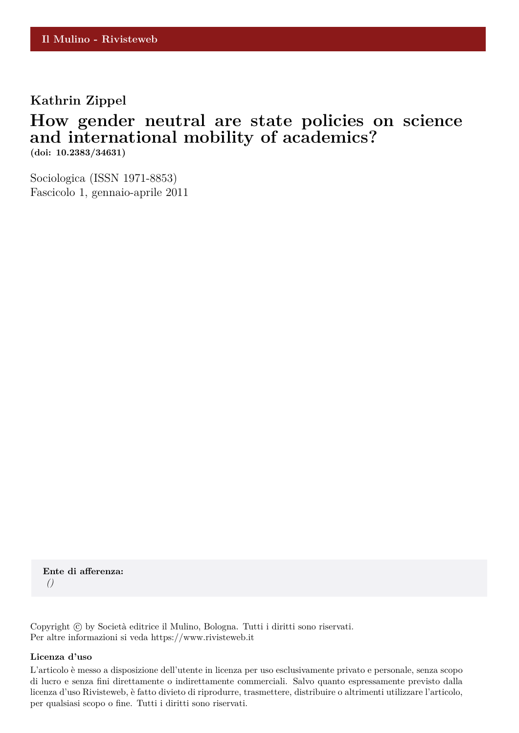Il Mulino - Rivisteweb

**Kathrin Zippel**

# How gender neutral are state policies on science and international mobility of academics?

**(doi: 10.2383/34631)**

Sociologica (ISSN 1971-8853)
Fascicolo 1, gennaio-aprile 2011

**Ente di afferenza:**
*()*

Copyright © by Società editrice il Mulino, Bologna. Tutti i diritti sono riservati.
Per altre informazioni si veda https://www.rivisteweb.it

**Licenza d'uso**

L'articolo è messo a disposizione dell'utente in licenza per uso esclusivamente privato e personale, senza scopo di lucro e senza fini direttamente o indirettamente commerciali. Salvo quanto espressamente previsto dalla licenza d'uso Rivisteweb, è fatto divieto di riprodurre, trasmettere, distribuire o altrimenti utilizzare l'articolo, per qualsiasi scopo o fine. Tutti i diritti sono riservati.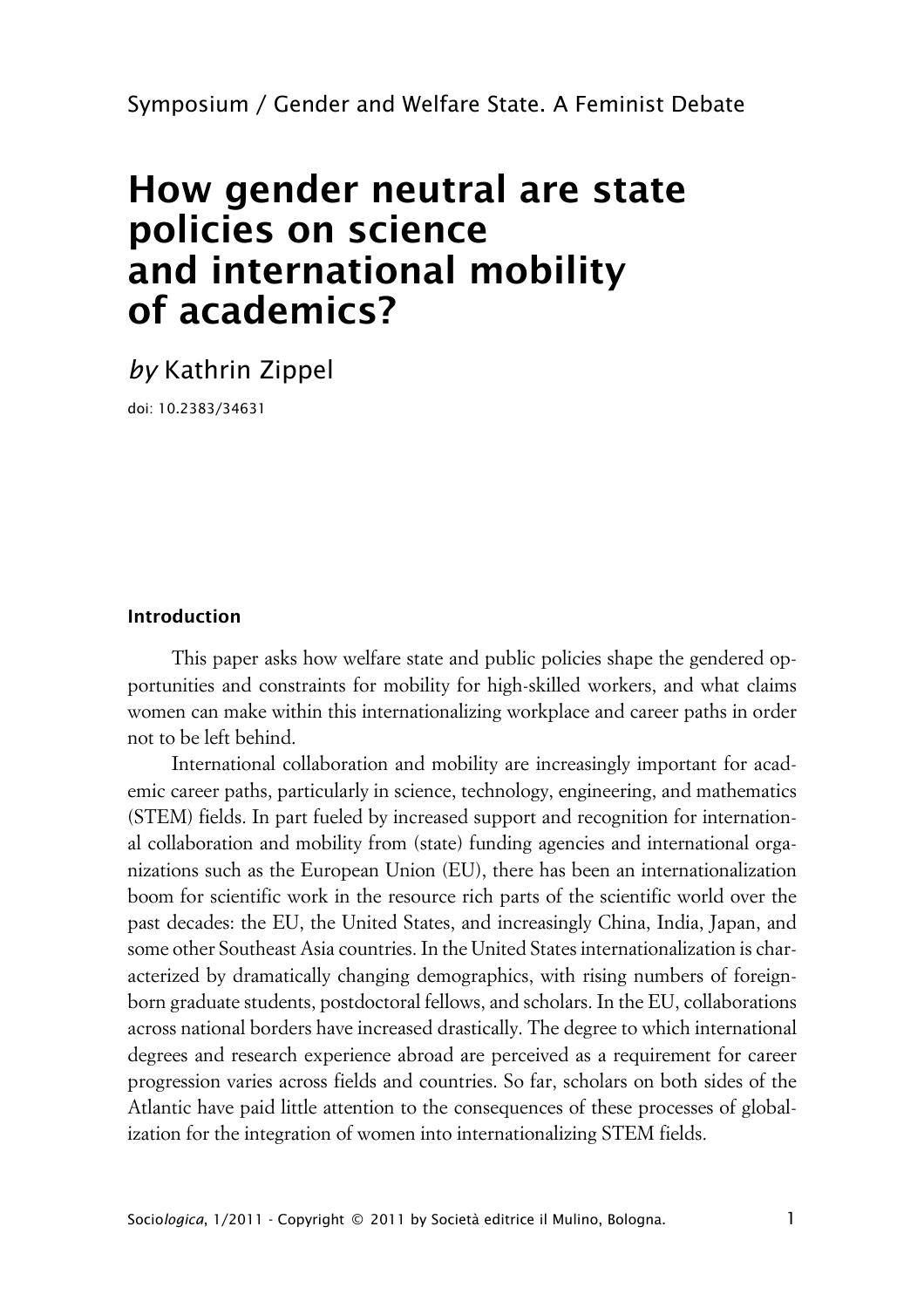Symposium / Gender and Welfare State. A Feminist Debate

# How gender neutral are state policies on science and international mobility of academics?

*by* Kathrin Zippel

doi: 10.2383/34631

### Introduction

This paper asks how welfare state and public policies shape the gendered opportunities and constraints for mobility for high-skilled workers, and what claims women can make within this internationalizing workplace and career paths in order not to be left behind.

International collaboration and mobility are increasingly important for academic career paths, particularly in science, technology, engineering, and mathematics (STEM) fields. In part fueled by increased support and recognition for international collaboration and mobility from (state) funding agencies and international organizations such as the European Union (EU), there has been an internationalization boom for scientific work in the resource rich parts of the scientific world over the past decades: the EU, the United States, and increasingly China, India, Japan, and some other Southeast Asia countries. In the United States internationalization is characterized by dramatically changing demographics, with rising numbers of foreign-born graduate students, postdoctoral fellows, and scholars. In the EU, collaborations across national borders have increased drastically. The degree to which international degrees and research experience abroad are perceived as a requirement for career progression varies across fields and countries. So far, scholars on both sides of the Atlantic have paid little attention to the consequences of these processes of globalization for the integration of women into internationalizing STEM fields.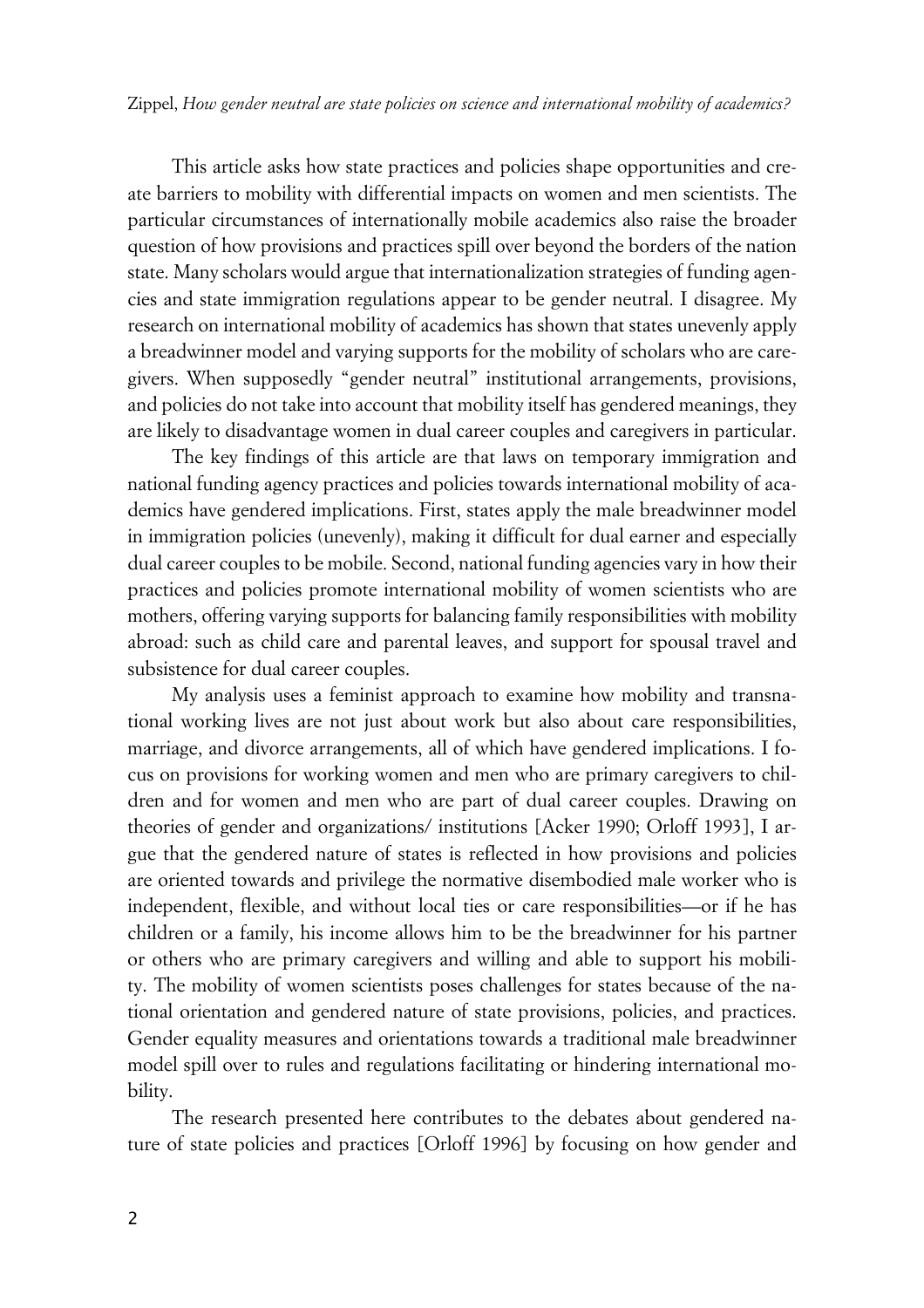This article asks how state practices and policies shape opportunities and create barriers to mobility with differential impacts on women and men scientists. The particular circumstances of internationally mobile academics also raise the broader question of how provisions and practices spill over beyond the borders of the nation state. Many scholars would argue that internationalization strategies of funding agencies and state immigration regulations appear to be gender neutral. I disagree. My research on international mobility of academics has shown that states unevenly apply a breadwinner model and varying supports for the mobility of scholars who are caregivers. When supposedly "gender neutral" institutional arrangements, provisions, and policies do not take into account that mobility itself has gendered meanings, they are likely to disadvantage women in dual career couples and caregivers in particular.

The key findings of this article are that laws on temporary immigration and national funding agency practices and policies towards international mobility of academics have gendered implications. First, states apply the male breadwinner model in immigration policies (unevenly), making it difficult for dual earner and especially dual career couples to be mobile. Second, national funding agencies vary in how their practices and policies promote international mobility of women scientists who are mothers, offering varying supports for balancing family responsibilities with mobility abroad: such as child care and parental leaves, and support for spousal travel and subsistence for dual career couples.

My analysis uses a feminist approach to examine how mobility and transnational working lives are not just about work but also about care responsibilities, marriage, and divorce arrangements, all of which have gendered implications. I focus on provisions for working women and men who are primary caregivers to children and for women and men who are part of dual career couples. Drawing on theories of gender and organizations/ institutions [Acker 1990; Orloff 1993], I argue that the gendered nature of states is reflected in how provisions and policies are oriented towards and privilege the normative disembodied male worker who is independent, flexible, and without local ties or care responsibilities—or if he has children or a family, his income allows him to be the breadwinner for his partner or others who are primary caregivers and willing and able to support his mobility. The mobility of women scientists poses challenges for states because of the national orientation and gendered nature of state provisions, policies, and practices. Gender equality measures and orientations towards a traditional male breadwinner model spill over to rules and regulations facilitating or hindering international mobility.

The research presented here contributes to the debates about gendered nature of state policies and practices [Orloff 1996] by focusing on how gender and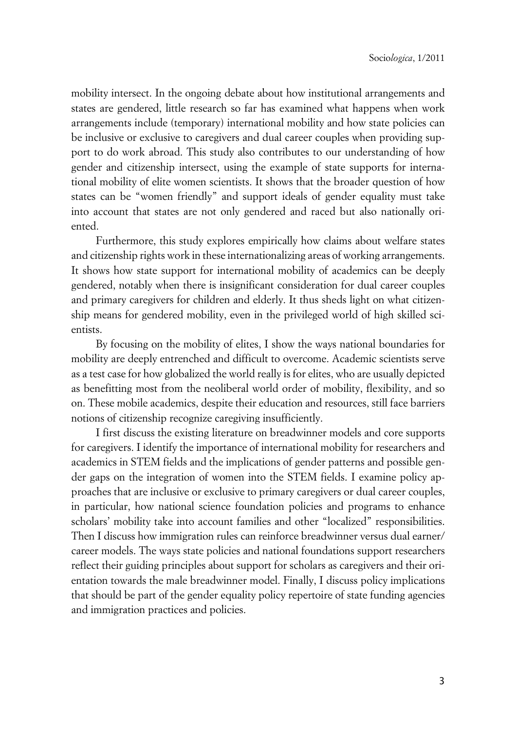mobility intersect. In the ongoing debate about how institutional arrangements and states are gendered, little research so far has examined what happens when work arrangements include (temporary) international mobility and how state policies can be inclusive or exclusive to caregivers and dual career couples when providing support to do work abroad. This study also contributes to our understanding of how gender and citizenship intersect, using the example of state supports for international mobility of elite women scientists. It shows that the broader question of how states can be "women friendly" and support ideals of gender equality must take into account that states are not only gendered and raced but also nationally oriented.

Furthermore, this study explores empirically how claims about welfare states and citizenship rights work in these internationalizing areas of working arrangements. It shows how state support for international mobility of academics can be deeply gendered, notably when there is insignificant consideration for dual career couples and primary caregivers for children and elderly. It thus sheds light on what citizenship means for gendered mobility, even in the privileged world of high skilled scientists.

By focusing on the mobility of elites, I show the ways national boundaries for mobility are deeply entrenched and difficult to overcome. Academic scientists serve as a test case for how globalized the world really is for elites, who are usually depicted as benefitting most from the neoliberal world order of mobility, flexibility, and so on. These mobile academics, despite their education and resources, still face barriers notions of citizenship recognize caregiving insufficiently.

I first discuss the existing literature on breadwinner models and core supports for caregivers. I identify the importance of international mobility for researchers and academics in STEM fields and the implications of gender patterns and possible gender gaps on the integration of women into the STEM fields. I examine policy approaches that are inclusive or exclusive to primary caregivers or dual career couples, in particular, how national science foundation policies and programs to enhance scholars' mobility take into account families and other "localized" responsibilities. Then I discuss how immigration rules can reinforce breadwinner versus dual earner/career models. The ways state policies and national foundations support researchers reflect their guiding principles about support for scholars as caregivers and their orientation towards the male breadwinner model. Finally, I discuss policy implications that should be part of the gender equality policy repertoire of state funding agencies and immigration practices and policies.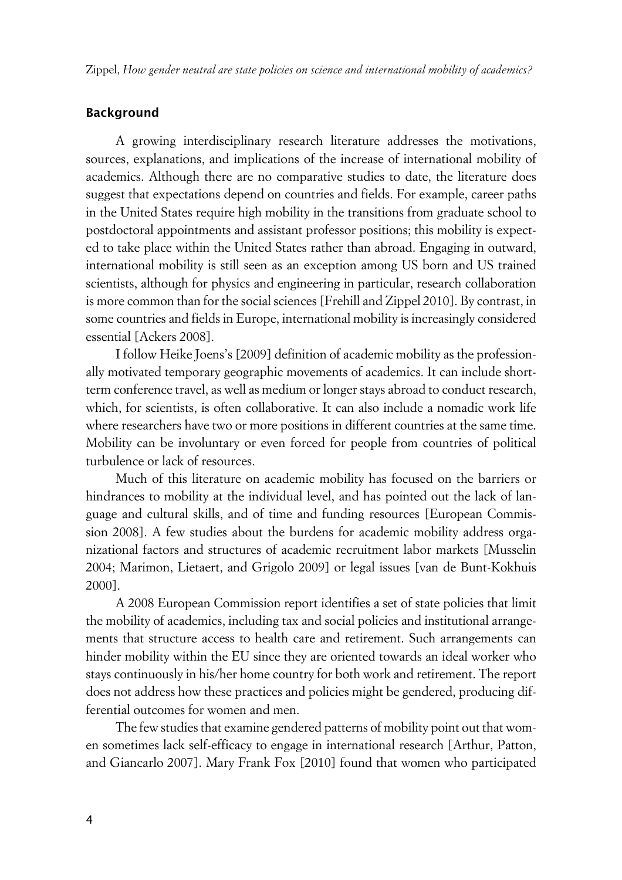## Background

A growing interdisciplinary research literature addresses the motivations, sources, explanations, and implications of the increase of international mobility of academics. Although there are no comparative studies to date, the literature does suggest that expectations depend on countries and fields. For example, career paths in the United States require high mobility in the transitions from graduate school to postdoctoral appointments and assistant professor positions; this mobility is expected to take place within the United States rather than abroad. Engaging in outward, international mobility is still seen as an exception among US born and US trained scientists, although for physics and engineering in particular, research collaboration is more common than for the social sciences [Frehill and Zippel 2010]. By contrast, in some countries and fields in Europe, international mobility is increasingly considered essential [Ackers 2008].

I follow Heike Joens's [2009] definition of academic mobility as the professionally motivated temporary geographic movements of academics. It can include short-term conference travel, as well as medium or longer stays abroad to conduct research, which, for scientists, is often collaborative. It can also include a nomadic work life where researchers have two or more positions in different countries at the same time. Mobility can be involuntary or even forced for people from countries of political turbulence or lack of resources.

Much of this literature on academic mobility has focused on the barriers or hindrances to mobility at the individual level, and has pointed out the lack of language and cultural skills, and of time and funding resources [European Commission 2008]. A few studies about the burdens for academic mobility address organizational factors and structures of academic recruitment labor markets [Musselin 2004; Marimon, Lietaert, and Grigolo 2009] or legal issues [van de Bunt-Kokhuis 2000].

A 2008 European Commission report identifies a set of state policies that limit the mobility of academics, including tax and social policies and institutional arrangements that structure access to health care and retirement. Such arrangements can hinder mobility within the EU since they are oriented towards an ideal worker who stays continuously in his/her home country for both work and retirement. The report does not address how these practices and policies might be gendered, producing differential outcomes for women and men.

The few studies that examine gendered patterns of mobility point out that women sometimes lack self-efficacy to engage in international research [Arthur, Patton, and Giancarlo 2007]. Mary Frank Fox [2010] found that women who participated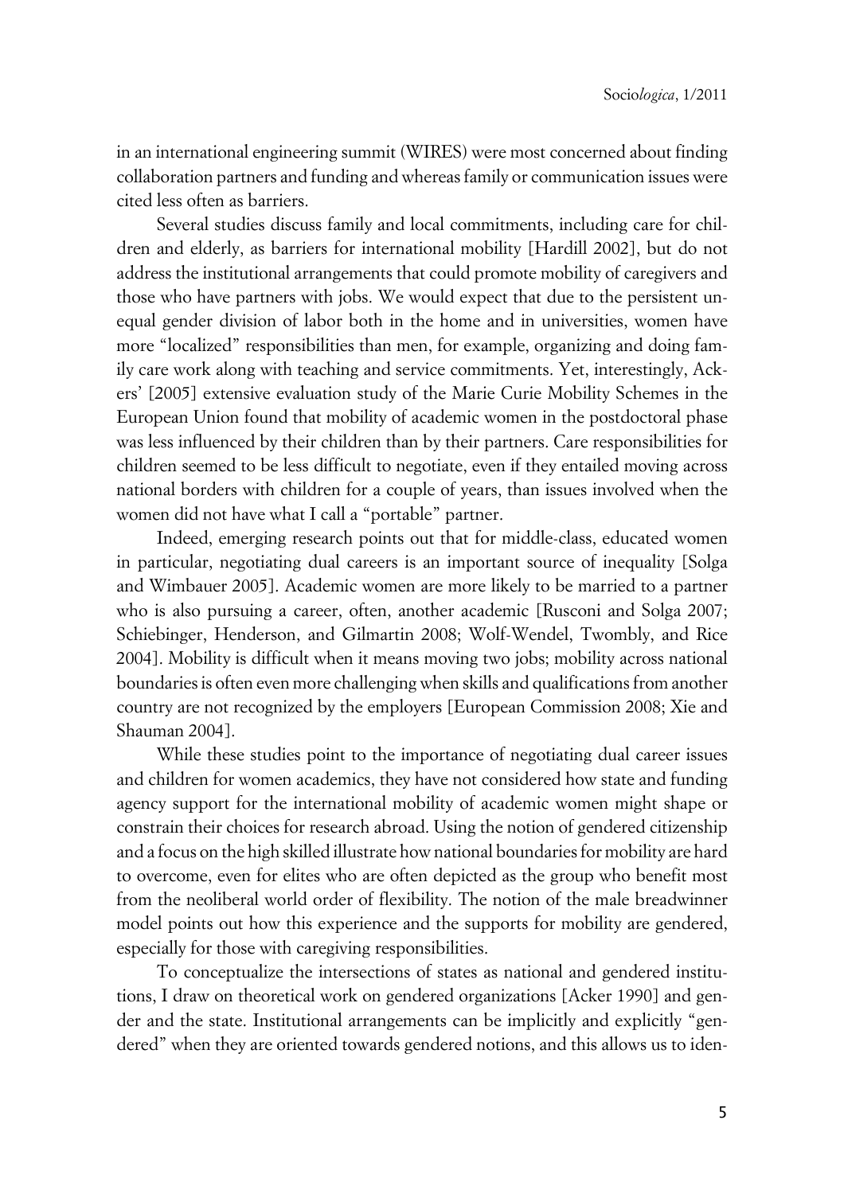in an international engineering summit (WIRES) were most concerned about finding collaboration partners and funding and whereas family or communication issues were cited less often as barriers.

Several studies discuss family and local commitments, including care for children and elderly, as barriers for international mobility [Hardill 2002], but do not address the institutional arrangements that could promote mobility of caregivers and those who have partners with jobs. We would expect that due to the persistent unequal gender division of labor both in the home and in universities, women have more "localized" responsibilities than men, for example, organizing and doing family care work along with teaching and service commitments. Yet, interestingly, Ackers' [2005] extensive evaluation study of the Marie Curie Mobility Schemes in the European Union found that mobility of academic women in the postdoctoral phase was less influenced by their children than by their partners. Care responsibilities for children seemed to be less difficult to negotiate, even if they entailed moving across national borders with children for a couple of years, than issues involved when the women did not have what I call a "portable" partner.

Indeed, emerging research points out that for middle-class, educated women in particular, negotiating dual careers is an important source of inequality [Solga and Wimbauer 2005]. Academic women are more likely to be married to a partner who is also pursuing a career, often, another academic [Rusconi and Solga 2007; Schiebinger, Henderson, and Gilmartin 2008; Wolf-Wendel, Twombly, and Rice 2004]. Mobility is difficult when it means moving two jobs; mobility across national boundaries is often even more challenging when skills and qualifications from another country are not recognized by the employers [European Commission 2008; Xie and Shauman 2004].

While these studies point to the importance of negotiating dual career issues and children for women academics, they have not considered how state and funding agency support for the international mobility of academic women might shape or constrain their choices for research abroad. Using the notion of gendered citizenship and a focus on the high skilled illustrate how national boundaries for mobility are hard to overcome, even for elites who are often depicted as the group who benefit most from the neoliberal world order of flexibility. The notion of the male breadwinner model points out how this experience and the supports for mobility are gendered, especially for those with caregiving responsibilities.

To conceptualize the intersections of states as national and gendered institutions, I draw on theoretical work on gendered organizations [Acker 1990] and gender and the state. Institutional arrangements can be implicitly and explicitly "gendered" when they are oriented towards gendered notions, and this allows us to iden-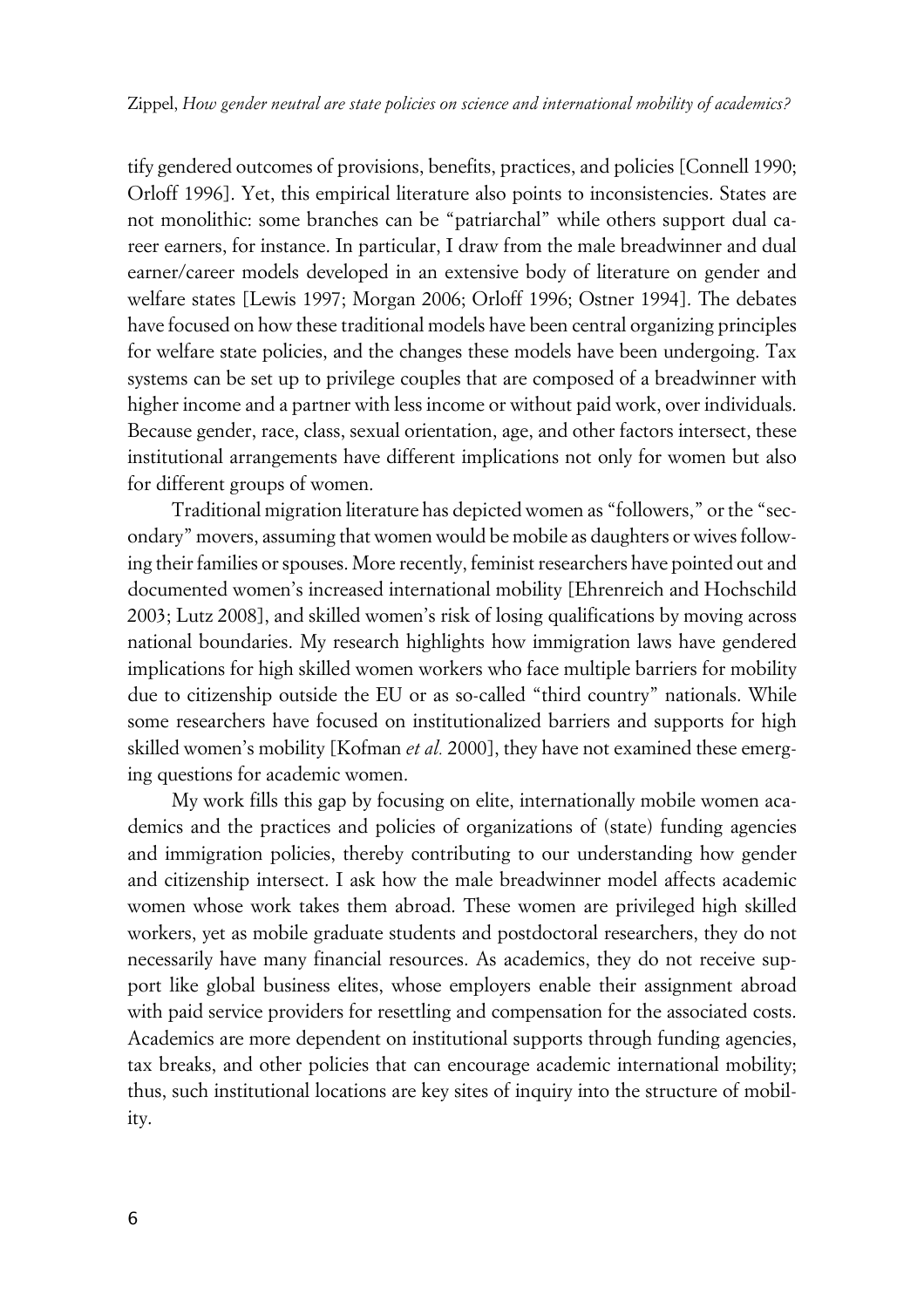tify gendered outcomes of provisions, benefits, practices, and policies [Connell 1990; Orloff 1996]. Yet, this empirical literature also points to inconsistencies. States are not monolithic: some branches can be "patriarchal" while others support dual career earners, for instance. In particular, I draw from the male breadwinner and dual earner/career models developed in an extensive body of literature on gender and welfare states [Lewis 1997; Morgan 2006; Orloff 1996; Ostner 1994]. The debates have focused on how these traditional models have been central organizing principles for welfare state policies, and the changes these models have been undergoing. Tax systems can be set up to privilege couples that are composed of a breadwinner with higher income and a partner with less income or without paid work, over individuals. Because gender, race, class, sexual orientation, age, and other factors intersect, these institutional arrangements have different implications not only for women but also for different groups of women.

Traditional migration literature has depicted women as "followers," or the "secondary" movers, assuming that women would be mobile as daughters or wives following their families or spouses. More recently, feminist researchers have pointed out and documented women's increased international mobility [Ehrenreich and Hochschild 2003; Lutz 2008], and skilled women's risk of losing qualifications by moving across national boundaries. My research highlights how immigration laws have gendered implications for high skilled women workers who face multiple barriers for mobility due to citizenship outside the EU or as so-called "third country" nationals. While some researchers have focused on institutionalized barriers and supports for high skilled women's mobility [Kofman *et al.* 2000], they have not examined these emerging questions for academic women.

My work fills this gap by focusing on elite, internationally mobile women academics and the practices and policies of organizations of (state) funding agencies and immigration policies, thereby contributing to our understanding how gender and citizenship intersect. I ask how the male breadwinner model affects academic women whose work takes them abroad. These women are privileged high skilled workers, yet as mobile graduate students and postdoctoral researchers, they do not necessarily have many financial resources. As academics, they do not receive support like global business elites, whose employers enable their assignment abroad with paid service providers for resettling and compensation for the associated costs. Academics are more dependent on institutional supports through funding agencies, tax breaks, and other policies that can encourage academic international mobility; thus, such institutional locations are key sites of inquiry into the structure of mobility.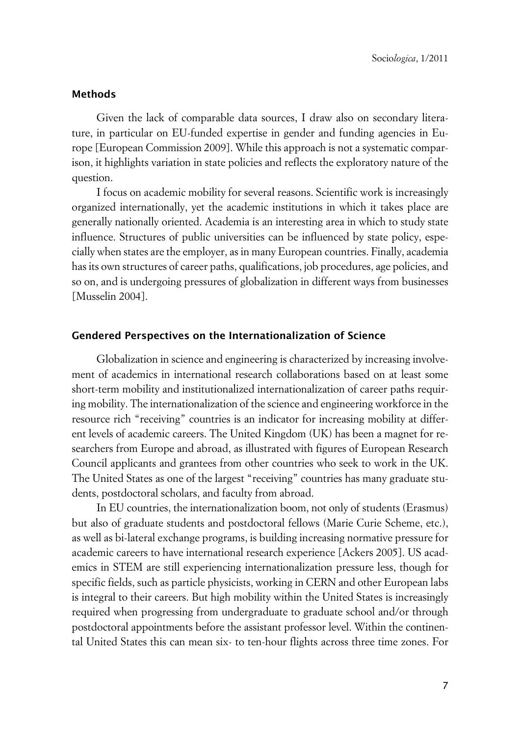## Methods

Given the lack of comparable data sources, I draw also on secondary literature, in particular on EU-funded expertise in gender and funding agencies in Europe [European Commission 2009]. While this approach is not a systematic comparison, it highlights variation in state policies and reflects the exploratory nature of the question.

I focus on academic mobility for several reasons. Scientific work is increasingly organized internationally, yet the academic institutions in which it takes place are generally nationally oriented. Academia is an interesting area in which to study state influence. Structures of public universities can be influenced by state policy, especially when states are the employer, as in many European countries. Finally, academia has its own structures of career paths, qualifications, job procedures, age policies, and so on, and is undergoing pressures of globalization in different ways from businesses [Musselin 2004].

## Gendered Perspectives on the Internationalization of Science

Globalization in science and engineering is characterized by increasing involvement of academics in international research collaborations based on at least some short-term mobility and institutionalized internationalization of career paths requiring mobility. The internationalization of the science and engineering workforce in the resource rich "receiving" countries is an indicator for increasing mobility at different levels of academic careers. The United Kingdom (UK) has been a magnet for researchers from Europe and abroad, as illustrated with figures of European Research Council applicants and grantees from other countries who seek to work in the UK. The United States as one of the largest "receiving" countries has many graduate students, postdoctoral scholars, and faculty from abroad.

In EU countries, the internationalization boom, not only of students (Erasmus) but also of graduate students and postdoctoral fellows (Marie Curie Scheme, etc.), as well as bi-lateral exchange programs, is building increasing normative pressure for academic careers to have international research experience [Ackers 2005]. US academics in STEM are still experiencing internationalization pressure less, though for specific fields, such as particle physicists, working in CERN and other European labs is integral to their careers. But high mobility within the United States is increasingly required when progressing from undergraduate to graduate school and/or through postdoctoral appointments before the assistant professor level. Within the continental United States this can mean six- to ten-hour flights across three time zones. For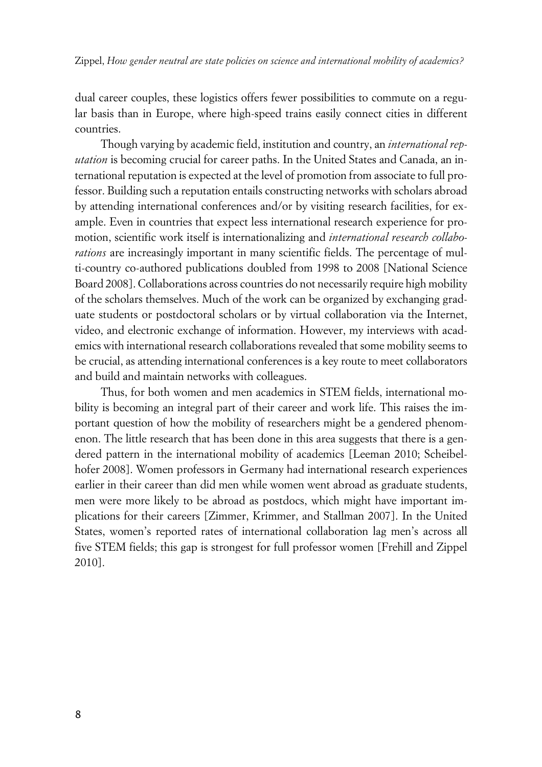dual career couples, these logistics offers fewer possibilities to commute on a regular basis than in Europe, where high-speed trains easily connect cities in different countries.

Though varying by academic field, institution and country, an *international reputation* is becoming crucial for career paths. In the United States and Canada, an international reputation is expected at the level of promotion from associate to full professor. Building such a reputation entails constructing networks with scholars abroad by attending international conferences and/or by visiting research facilities, for example. Even in countries that expect less international research experience for promotion, scientific work itself is internationalizing and *international research collaborations* are increasingly important in many scientific fields. The percentage of multi-country co-authored publications doubled from 1998 to 2008 [National Science Board 2008]. Collaborations across countries do not necessarily require high mobility of the scholars themselves. Much of the work can be organized by exchanging graduate students or postdoctoral scholars or by virtual collaboration via the Internet, video, and electronic exchange of information. However, my interviews with academics with international research collaborations revealed that some mobility seems to be crucial, as attending international conferences is a key route to meet collaborators and build and maintain networks with colleagues.

Thus, for both women and men academics in STEM fields, international mobility is becoming an integral part of their career and work life. This raises the important question of how the mobility of researchers might be a gendered phenomenon. The little research that has been done in this area suggests that there is a gendered pattern in the international mobility of academics [Leeman 2010; Scheibelhofer 2008]. Women professors in Germany had international research experiences earlier in their career than did men while women went abroad as graduate students, men were more likely to be abroad as postdocs, which might have important implications for their careers [Zimmer, Krimmer, and Stallman 2007]. In the United States, women's reported rates of international collaboration lag men's across all five STEM fields; this gap is strongest for full professor women [Frehill and Zippel 2010].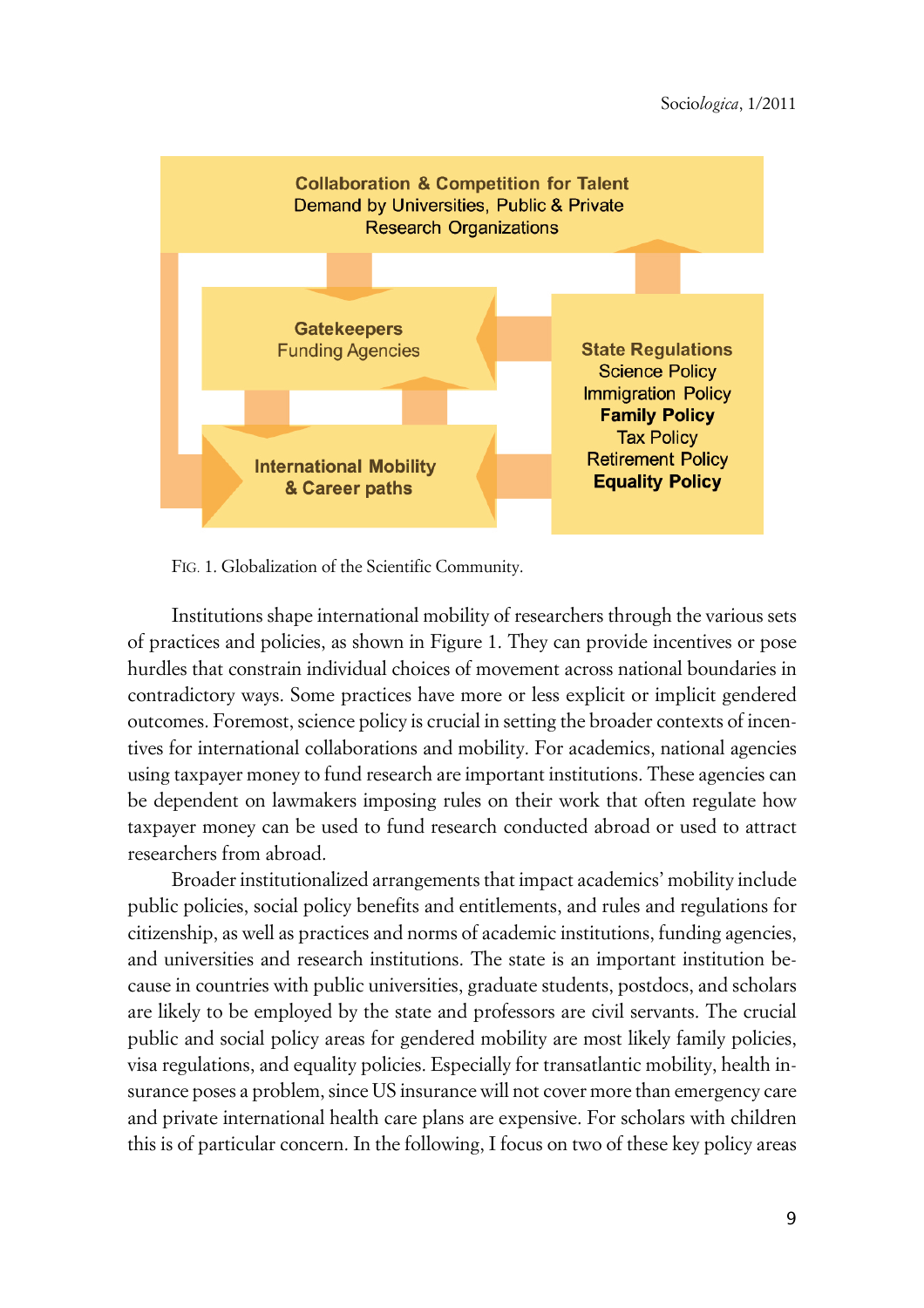Collaboration & Competition for Talent
Demand by Universities, Public & Private Research Organizations

Gatekeepers
Funding Agencies

International Mobility & Career paths

State Regulations
Science Policy
Immigration Policy
**Family Policy**
Tax Policy
Retirement Policy
**Equality Policy**

FIG. 1. Globalization of the Scientific Community.

Institutions shape international mobility of researchers through the various sets of practices and policies, as shown in Figure 1. They can provide incentives or pose hurdles that constrain individual choices of movement across national boundaries in contradictory ways. Some practices have more or less explicit or implicit gendered outcomes. Foremost, science policy is crucial in setting the broader contexts of incentives for international collaborations and mobility. For academics, national agencies using taxpayer money to fund research are important institutions. These agencies can be dependent on lawmakers imposing rules on their work that often regulate how taxpayer money can be used to fund research conducted abroad or used to attract researchers from abroad.

Broader institutionalized arrangements that impact academics' mobility include public policies, social policy benefits and entitlements, and rules and regulations for citizenship, as well as practices and norms of academic institutions, funding agencies, and universities and research institutions. The state is an important institution because in countries with public universities, graduate students, postdocs, and scholars are likely to be employed by the state and professors are civil servants. The crucial public and social policy areas for gendered mobility are most likely family policies, visa regulations, and equality policies. Especially for transatlantic mobility, health insurance poses a problem, since US insurance will not cover more than emergency care and private international health care plans are expensive. For scholars with children this is of particular concern. In the following, I focus on two of these key policy areas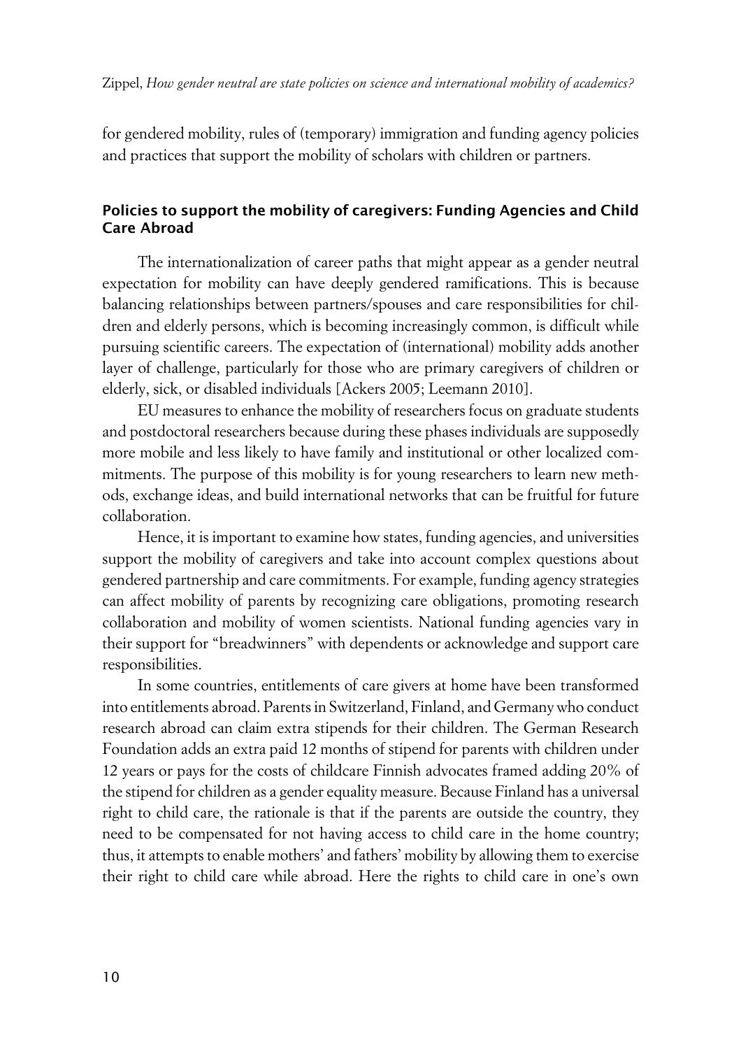for gendered mobility, rules of (temporary) immigration and funding agency policies and practices that support the mobility of scholars with children or partners.

## Policies to support the mobility of caregivers: Funding Agencies and Child Care Abroad

The internationalization of career paths that might appear as a gender neutral expectation for mobility can have deeply gendered ramifications. This is because balancing relationships between partners/spouses and care responsibilities for children and elderly persons, which is becoming increasingly common, is difficult while pursuing scientific careers. The expectation of (international) mobility adds another layer of challenge, particularly for those who are primary caregivers of children or elderly, sick, or disabled individuals [Ackers 2005; Leemann 2010].

EU measures to enhance the mobility of researchers focus on graduate students and postdoctoral researchers because during these phases individuals are supposedly more mobile and less likely to have family and institutional or other localized commitments. The purpose of this mobility is for young researchers to learn new methods, exchange ideas, and build international networks that can be fruitful for future collaboration.

Hence, it is important to examine how states, funding agencies, and universities support the mobility of caregivers and take into account complex questions about gendered partnership and care commitments. For example, funding agency strategies can affect mobility of parents by recognizing care obligations, promoting research collaboration and mobility of women scientists. National funding agencies vary in their support for "breadwinners" with dependents or acknowledge and support care responsibilities.

In some countries, entitlements of care givers at home have been transformed into entitlements abroad. Parents in Switzerland, Finland, and Germany who conduct research abroad can claim extra stipends for their children. The German Research Foundation adds an extra paid 12 months of stipend for parents with children under 12 years or pays for the costs of childcare Finnish advocates framed adding 20% of the stipend for children as a gender equality measure. Because Finland has a universal right to child care, the rationale is that if the parents are outside the country, they need to be compensated for not having access to child care in the home country; thus, it attempts to enable mothers' and fathers' mobility by allowing them to exercise their right to child care while abroad. Here the rights to child care in one's own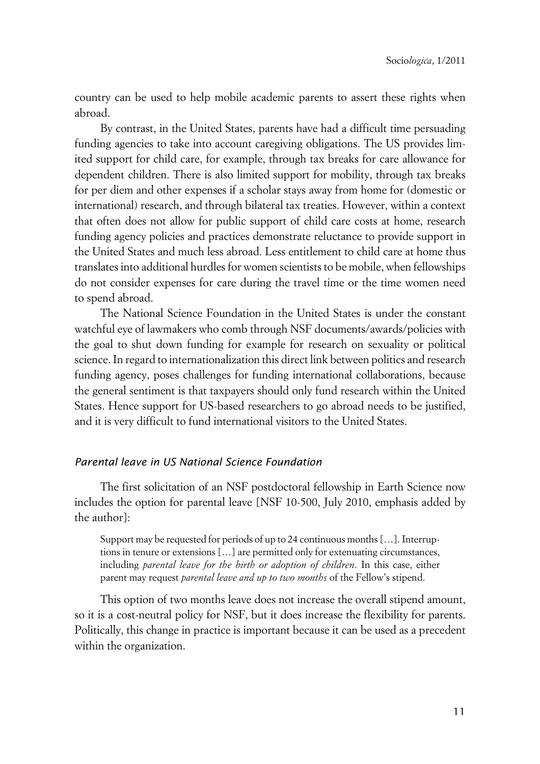country can be used to help mobile academic parents to assert these rights when abroad.

By contrast, in the United States, parents have had a difficult time persuading funding agencies to take into account caregiving obligations. The US provides limited support for child care, for example, through tax breaks for care allowance for dependent children. There is also limited support for mobility, through tax breaks for per diem and other expenses if a scholar stays away from home for (domestic or international) research, and through bilateral tax treaties. However, within a context that often does not allow for public support of child care costs at home, research funding agency policies and practices demonstrate reluctance to provide support in the United States and much less abroad. Less entitlement to child care at home thus translates into additional hurdles for women scientists to be mobile, when fellowships do not consider expenses for care during the travel time or the time women need to spend abroad.

The National Science Foundation in the United States is under the constant watchful eye of lawmakers who comb through NSF documents/awards/policies with the goal to shut down funding for example for research on sexuality or political science. In regard to internationalization this direct link between politics and research funding agency, poses challenges for funding international collaborations, because the general sentiment is that taxpayers should only fund research within the United States. Hence support for US-based researchers to go abroad needs to be justified, and it is very difficult to fund international visitors to the United States.

### *Parental leave in US National Science Foundation*

The first solicitation of an NSF postdoctoral fellowship in Earth Science now includes the option for parental leave [NSF 10-500, July 2010, emphasis added by the author]:

> Support may be requested for periods of up to 24 continuous months […]. Interruptions in tenure or extensions […] are permitted only for extenuating circumstances, including *parental leave for the birth or adoption of children*. In this case, either parent may request *parental leave and up to two months* of the Fellow's stipend.

This option of two months leave does not increase the overall stipend amount, so it is a cost-neutral policy for NSF, but it does increase the flexibility for parents. Politically, this change in practice is important because it can be used as a precedent within the organization.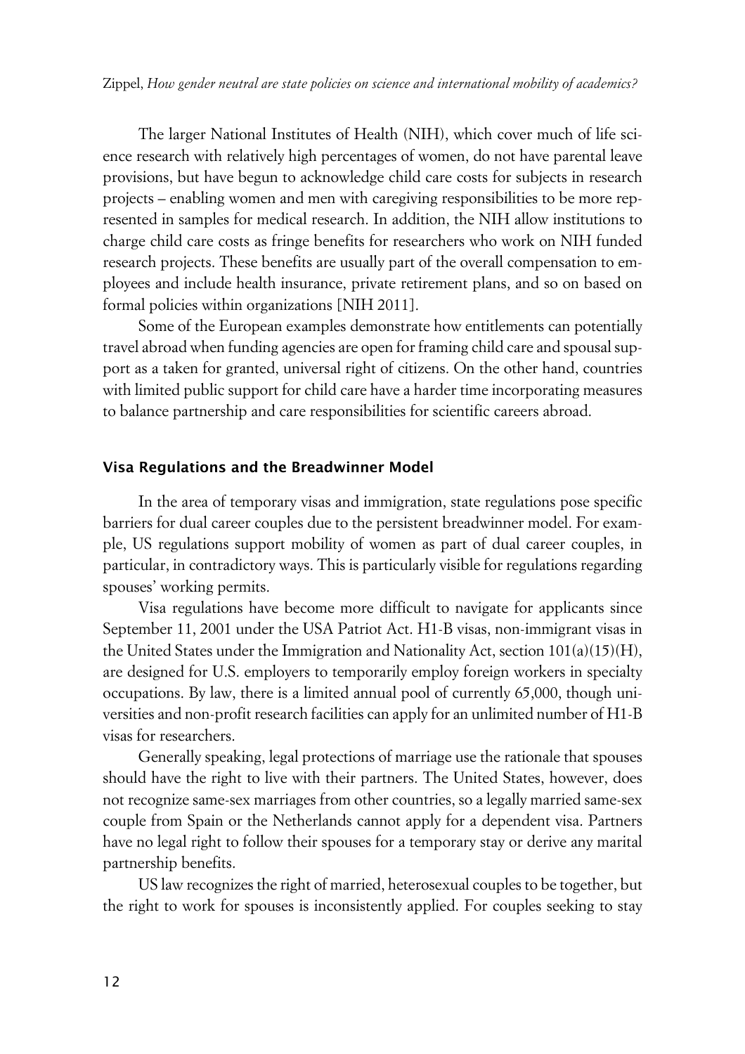The larger National Institutes of Health (NIH), which cover much of life science research with relatively high percentages of women, do not have parental leave provisions, but have begun to acknowledge child care costs for subjects in research projects – enabling women and men with caregiving responsibilities to be more represented in samples for medical research. In addition, the NIH allow institutions to charge child care costs as fringe benefits for researchers who work on NIH funded research projects. These benefits are usually part of the overall compensation to employees and include health insurance, private retirement plans, and so on based on formal policies within organizations [NIH 2011].

Some of the European examples demonstrate how entitlements can potentially travel abroad when funding agencies are open for framing child care and spousal support as a taken for granted, universal right of citizens. On the other hand, countries with limited public support for child care have a harder time incorporating measures to balance partnership and care responsibilities for scientific careers abroad.

### Visa Regulations and the Breadwinner Model

In the area of temporary visas and immigration, state regulations pose specific barriers for dual career couples due to the persistent breadwinner model. For example, US regulations support mobility of women as part of dual career couples, in particular, in contradictory ways. This is particularly visible for regulations regarding spouses' working permits.

Visa regulations have become more difficult to navigate for applicants since September 11, 2001 under the USA Patriot Act. H1-B visas, non-immigrant visas in the United States under the Immigration and Nationality Act, section 101(a)(15)(H), are designed for U.S. employers to temporarily employ foreign workers in specialty occupations. By law, there is a limited annual pool of currently 65,000, though universities and non-profit research facilities can apply for an unlimited number of H1-B visas for researchers.

Generally speaking, legal protections of marriage use the rationale that spouses should have the right to live with their partners. The United States, however, does not recognize same-sex marriages from other countries, so a legally married same-sex couple from Spain or the Netherlands cannot apply for a dependent visa. Partners have no legal right to follow their spouses for a temporary stay or derive any marital partnership benefits.

US law recognizes the right of married, heterosexual couples to be together, but the right to work for spouses is inconsistently applied. For couples seeking to stay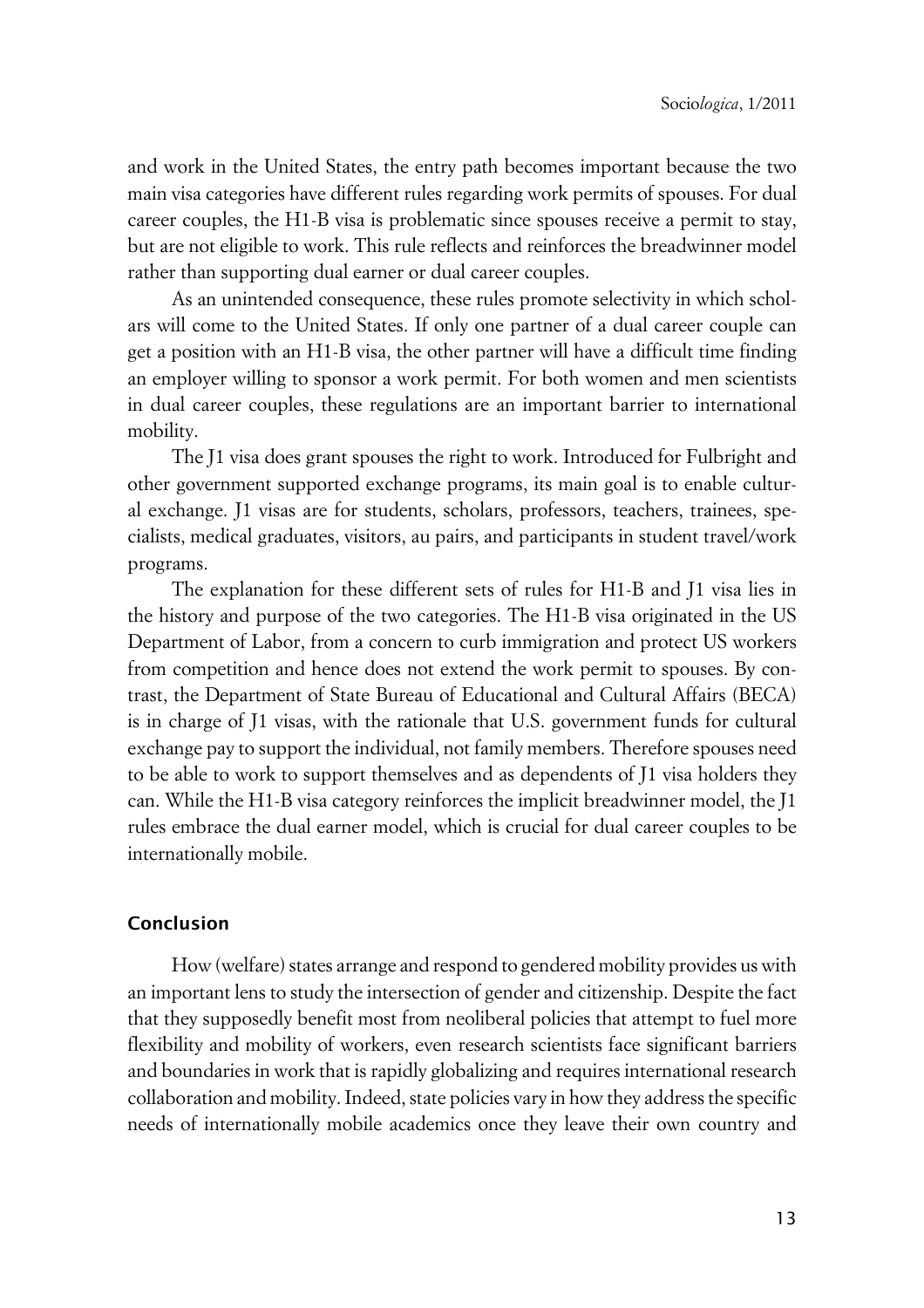and work in the United States, the entry path becomes important because the two main visa categories have different rules regarding work permits of spouses. For dual career couples, the H1-B visa is problematic since spouses receive a permit to stay, but are not eligible to work. This rule reflects and reinforces the breadwinner model rather than supporting dual earner or dual career couples.

As an unintended consequence, these rules promote selectivity in which scholars will come to the United States. If only one partner of a dual career couple can get a position with an H1-B visa, the other partner will have a difficult time finding an employer willing to sponsor a work permit. For both women and men scientists in dual career couples, these regulations are an important barrier to international mobility.

The J1 visa does grant spouses the right to work. Introduced for Fulbright and other government supported exchange programs, its main goal is to enable cultural exchange. J1 visas are for students, scholars, professors, teachers, trainees, specialists, medical graduates, visitors, au pairs, and participants in student travel/work programs.

The explanation for these different sets of rules for H1-B and J1 visa lies in the history and purpose of the two categories. The H1-B visa originated in the US Department of Labor, from a concern to curb immigration and protect US workers from competition and hence does not extend the work permit to spouses. By contrast, the Department of State Bureau of Educational and Cultural Affairs (BECA) is in charge of J1 visas, with the rationale that U.S. government funds for cultural exchange pay to support the individual, not family members. Therefore spouses need to be able to work to support themselves and as dependents of J1 visa holders they can. While the H1-B visa category reinforces the implicit breadwinner model, the J1 rules embrace the dual earner model, which is crucial for dual career couples to be internationally mobile.

## Conclusion

How (welfare) states arrange and respond to gendered mobility provides us with an important lens to study the intersection of gender and citizenship. Despite the fact that they supposedly benefit most from neoliberal policies that attempt to fuel more flexibility and mobility of workers, even research scientists face significant barriers and boundaries in work that is rapidly globalizing and requires international research collaboration and mobility. Indeed, state policies vary in how they address the specific needs of internationally mobile academics once they leave their own country and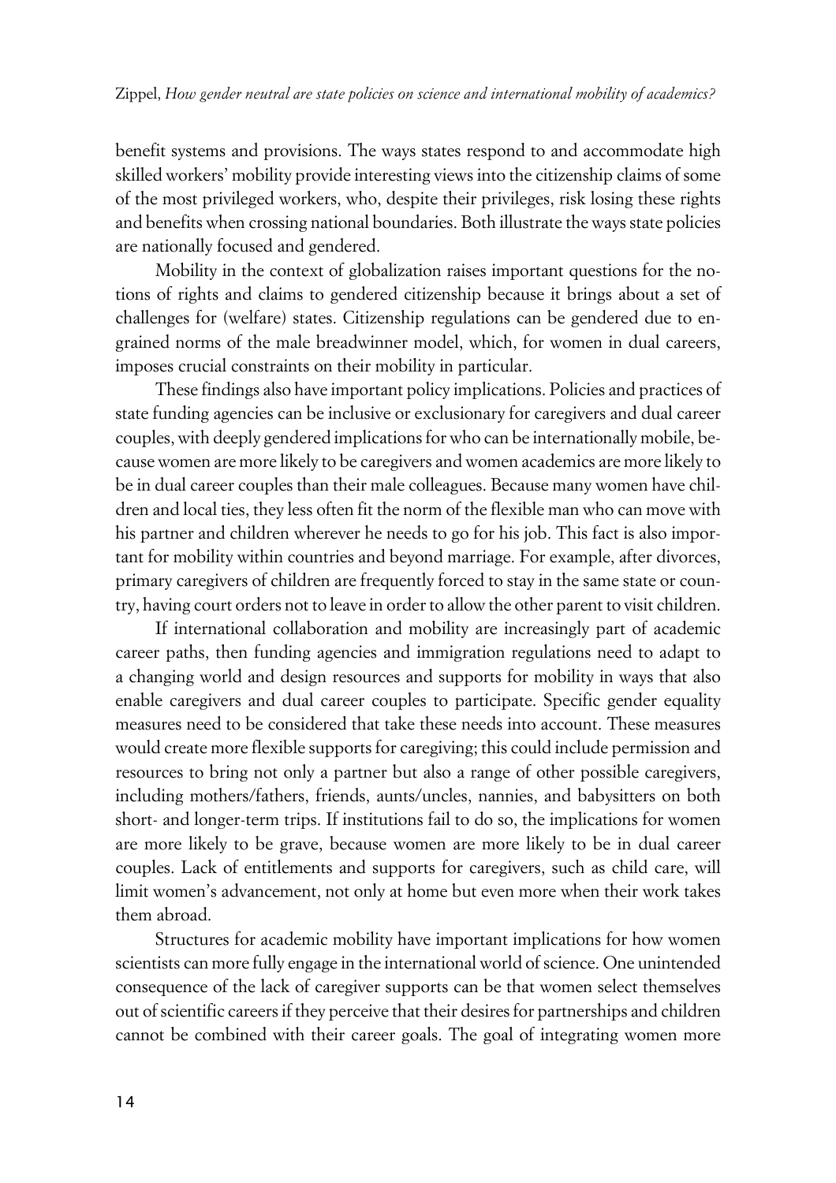benefit systems and provisions. The ways states respond to and accommodate high skilled workers' mobility provide interesting views into the citizenship claims of some of the most privileged workers, who, despite their privileges, risk losing these rights and benefits when crossing national boundaries. Both illustrate the ways state policies are nationally focused and gendered.

Mobility in the context of globalization raises important questions for the notions of rights and claims to gendered citizenship because it brings about a set of challenges for (welfare) states. Citizenship regulations can be gendered due to engrained norms of the male breadwinner model, which, for women in dual careers, imposes crucial constraints on their mobility in particular.

These findings also have important policy implications. Policies and practices of state funding agencies can be inclusive or exclusionary for caregivers and dual career couples, with deeply gendered implications for who can be internationally mobile, because women are more likely to be caregivers and women academics are more likely to be in dual career couples than their male colleagues. Because many women have children and local ties, they less often fit the norm of the flexible man who can move with his partner and children wherever he needs to go for his job. This fact is also important for mobility within countries and beyond marriage. For example, after divorces, primary caregivers of children are frequently forced to stay in the same state or country, having court orders not to leave in order to allow the other parent to visit children.

If international collaboration and mobility are increasingly part of academic career paths, then funding agencies and immigration regulations need to adapt to a changing world and design resources and supports for mobility in ways that also enable caregivers and dual career couples to participate. Specific gender equality measures need to be considered that take these needs into account. These measures would create more flexible supports for caregiving; this could include permission and resources to bring not only a partner but also a range of other possible caregivers, including mothers/fathers, friends, aunts/uncles, nannies, and babysitters on both short- and longer-term trips. If institutions fail to do so, the implications for women are more likely to be grave, because women are more likely to be in dual career couples. Lack of entitlements and supports for caregivers, such as child care, will limit women's advancement, not only at home but even more when their work takes them abroad.

Structures for academic mobility have important implications for how women scientists can more fully engage in the international world of science. One unintended consequence of the lack of caregiver supports can be that women select themselves out of scientific careers if they perceive that their desires for partnerships and children cannot be combined with their career goals. The goal of integrating women more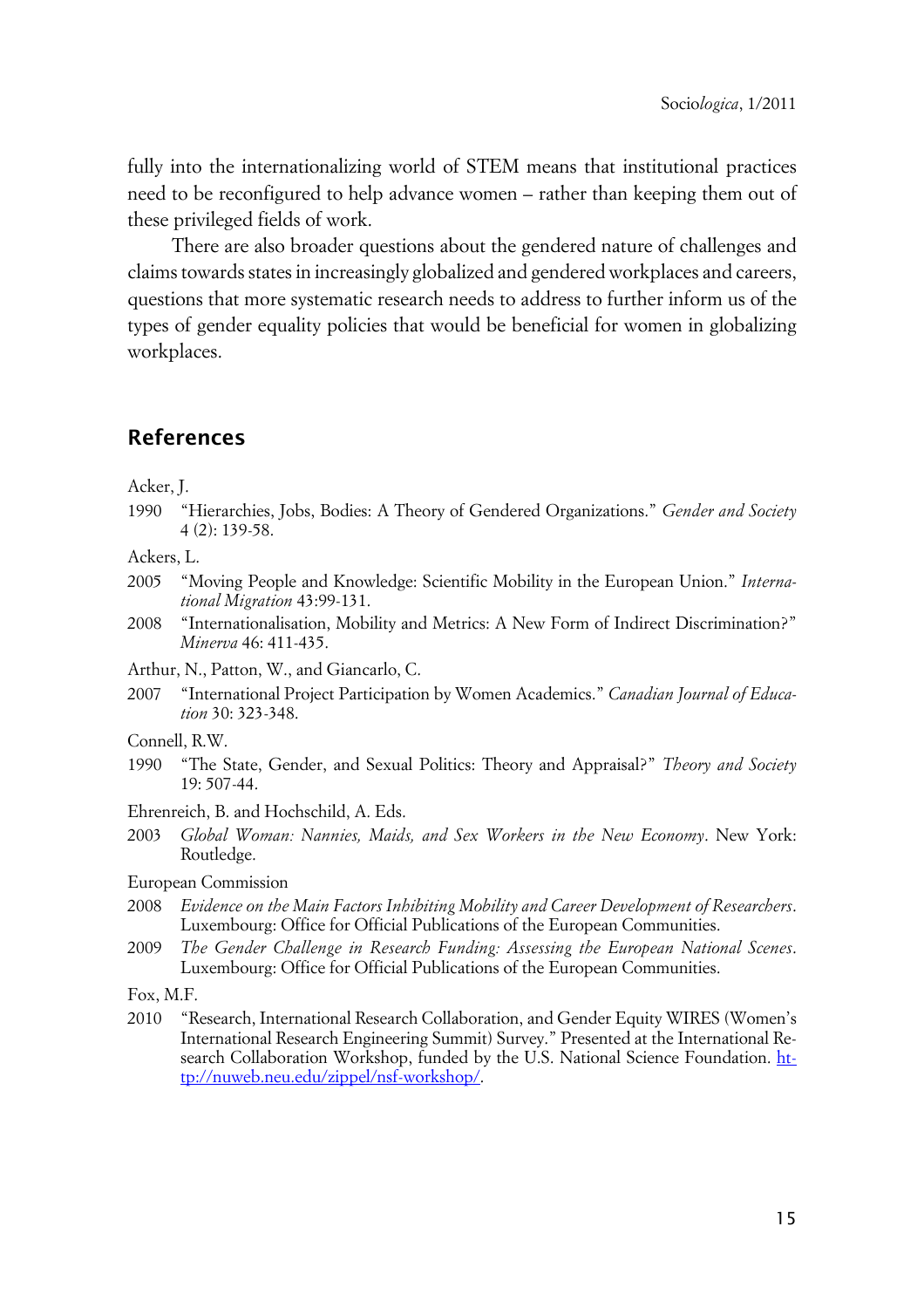fully into the internationalizing world of STEM means that institutional practices need to be reconfigured to help advance women – rather than keeping them out of these privileged fields of work.

There are also broader questions about the gendered nature of challenges and claims towards states in increasingly globalized and gendered workplaces and careers, questions that more systematic research needs to address to further inform us of the types of gender equality policies that would be beneficial for women in globalizing workplaces.

## References

Acker, J.

1990 "Hierarchies, Jobs, Bodies: A Theory of Gendered Organizations." *Gender and Society* 4 (2): 139-58.

Ackers, L.

2005 "Moving People and Knowledge: Scientific Mobility in the European Union." *International Migration* 43:99-131.

2008 "Internationalisation, Mobility and Metrics: A New Form of Indirect Discrimination?" *Minerva* 46: 411-435.

Arthur, N., Patton, W., and Giancarlo, C.

2007 "International Project Participation by Women Academics." *Canadian Journal of Education* 30: 323-348.

Connell, R.W.

1990 "The State, Gender, and Sexual Politics: Theory and Appraisal?" *Theory and Society* 19: 507-44.

Ehrenreich, B. and Hochschild, A. Eds.

2003 *Global Woman: Nannies, Maids, and Sex Workers in the New Economy*. New York: Routledge.

European Commission

2008 *Evidence on the Main Factors Inhibiting Mobility and Career Development of Researchers*. Luxembourg: Office for Official Publications of the European Communities.

2009 *The Gender Challenge in Research Funding: Assessing the European National Scenes*. Luxembourg: Office for Official Publications of the European Communities.

Fox, M.F.

2010 "Research, International Research Collaboration, and Gender Equity WIRES (Women's International Research Engineering Summit) Survey." Presented at the International Research Collaboration Workshop, funded by the U.S. National Science Foundation. http://nuweb.neu.edu/zippel/nsf-workshop/.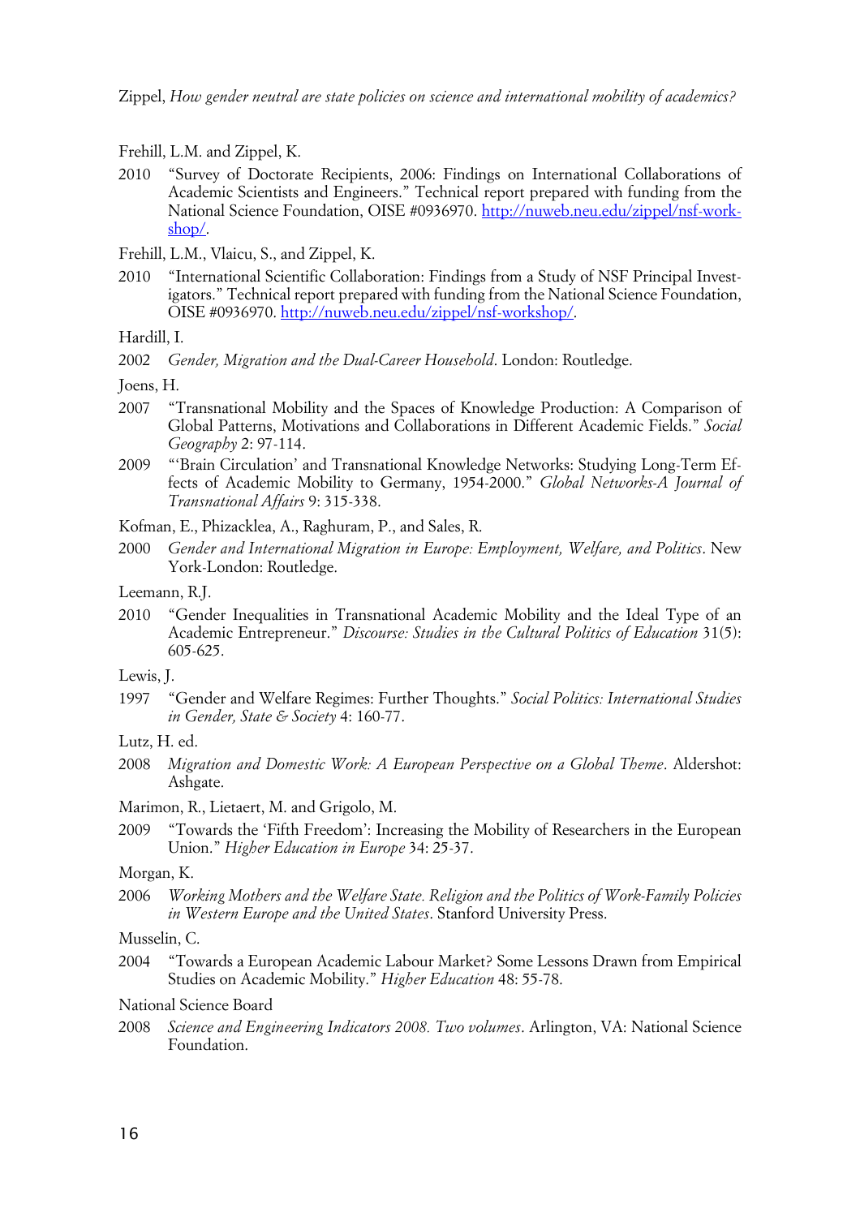Frehill, L.M. and Zippel, K.

2010 "Survey of Doctorate Recipients, 2006: Findings on International Collaborations of Academic Scientists and Engineers." Technical report prepared with funding from the National Science Foundation, OISE #0936970. http://nuweb.neu.edu/zippel/nsf-workshop/.

Frehill, L.M., Vlaicu, S., and Zippel, K.

2010 "International Scientific Collaboration: Findings from a Study of NSF Principal Investigators." Technical report prepared with funding from the National Science Foundation, OISE #0936970. http://nuweb.neu.edu/zippel/nsf-workshop/.

Hardill, I.

2002 *Gender, Migration and the Dual-Career Household*. London: Routledge.

Joens, H.

2007 "Transnational Mobility and the Spaces of Knowledge Production: A Comparison of Global Patterns, Motivations and Collaborations in Different Academic Fields." *Social Geography* 2: 97-114.

2009 "'Brain Circulation' and Transnational Knowledge Networks: Studying Long-Term Effects of Academic Mobility to Germany, 1954-2000." *Global Networks-A Journal of Transnational Affairs* 9: 315-338.

Kofman, E., Phizacklea, A., Raghuram, P., and Sales, R.

2000 *Gender and International Migration in Europe: Employment, Welfare, and Politics*. New York-London: Routledge.

Leemann, R.J.

2010 "Gender Inequalities in Transnational Academic Mobility and the Ideal Type of an Academic Entrepreneur." *Discourse: Studies in the Cultural Politics of Education* 31(5): 605-625.

Lewis, J.

1997 "Gender and Welfare Regimes: Further Thoughts." *Social Politics: International Studies in Gender, State & Society* 4: 160-77.

Lutz, H. ed.

2008 *Migration and Domestic Work: A European Perspective on a Global Theme*. Aldershot: Ashgate.

Marimon, R., Lietaert, M. and Grigolo, M.

2009 "Towards the 'Fifth Freedom': Increasing the Mobility of Researchers in the European Union." *Higher Education in Europe* 34: 25-37.

Morgan, K.

2006 *Working Mothers and the Welfare State. Religion and the Politics of Work-Family Policies in Western Europe and the United States*. Stanford University Press.

Musselin, C.

2004 "Towards a European Academic Labour Market? Some Lessons Drawn from Empirical Studies on Academic Mobility." *Higher Education* 48: 55-78.

National Science Board

2008 *Science and Engineering Indicators 2008. Two volumes*. Arlington, VA: National Science Foundation.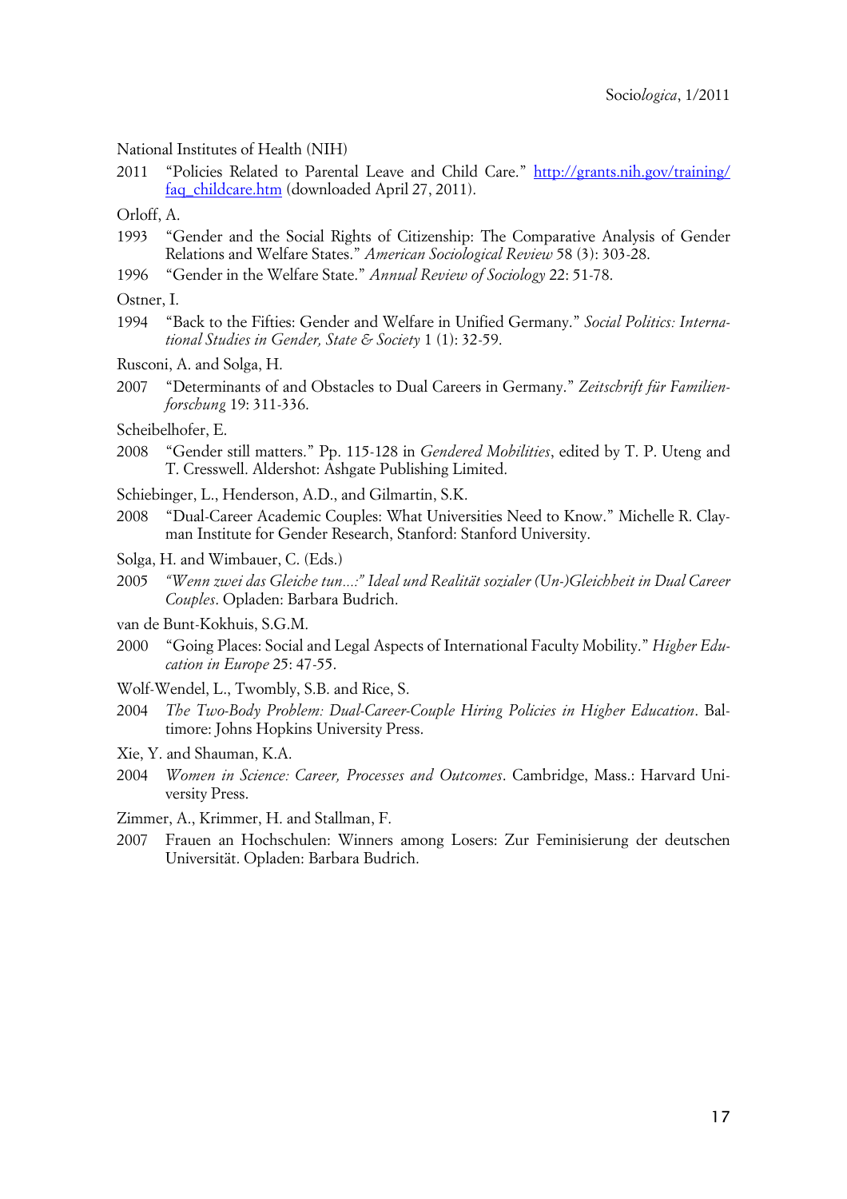National Institutes of Health (NIH)

2011 "Policies Related to Parental Leave and Child Care." [http://grants.nih.gov/training/faq_childcare.htm](http://grants.nih.gov/training/faq_childcare.htm) (downloaded April 27, 2011).

Orloff, A.

1993 "Gender and the Social Rights of Citizenship: The Comparative Analysis of Gender Relations and Welfare States." *American Sociological Review* 58 (3): 303-28.

1996 "Gender in the Welfare State." *Annual Review of Sociology* 22: 51-78.

Ostner, I.

1994 "Back to the Fifties: Gender and Welfare in Unified Germany." *Social Politics: International Studies in Gender, State & Society* 1 (1): 32-59.

Rusconi, A. and Solga, H.

2007 "Determinants of and Obstacles to Dual Careers in Germany." *Zeitschrift für Familienforschung* 19: 311-336.

Scheibelhofer, E.

2008 "Gender still matters." Pp. 115-128 in *Gendered Mobilities*, edited by T. P. Uteng and T. Cresswell. Aldershot: Ashgate Publishing Limited.

Schiebinger, L., Henderson, A.D., and Gilmartin, S.K.

2008 "Dual-Career Academic Couples: What Universities Need to Know." Michelle R. Clayman Institute for Gender Research, Stanford: Stanford University.

Solga, H. and Wimbauer, C. (Eds.)

2005 *"Wenn zwei das Gleiche tun…:" Ideal und Realität sozialer (Un-)Gleichheit in Dual Career Couples*. Opladen: Barbara Budrich.

van de Bunt-Kokhuis, S.G.M.

2000 "Going Places: Social and Legal Aspects of International Faculty Mobility." *Higher Education in Europe* 25: 47-55.

Wolf-Wendel, L., Twombly, S.B. and Rice, S.

2004 *The Two-Body Problem: Dual-Career-Couple Hiring Policies in Higher Education*. Baltimore: Johns Hopkins University Press.

Xie, Y. and Shauman, K.A.

2004 *Women in Science: Career, Processes and Outcomes*. Cambridge, Mass.: Harvard University Press.

Zimmer, A., Krimmer, H. and Stallman, F.

2007 Frauen an Hochschulen: Winners among Losers: Zur Feminisierung der deutschen Universität. Opladen: Barbara Budrich.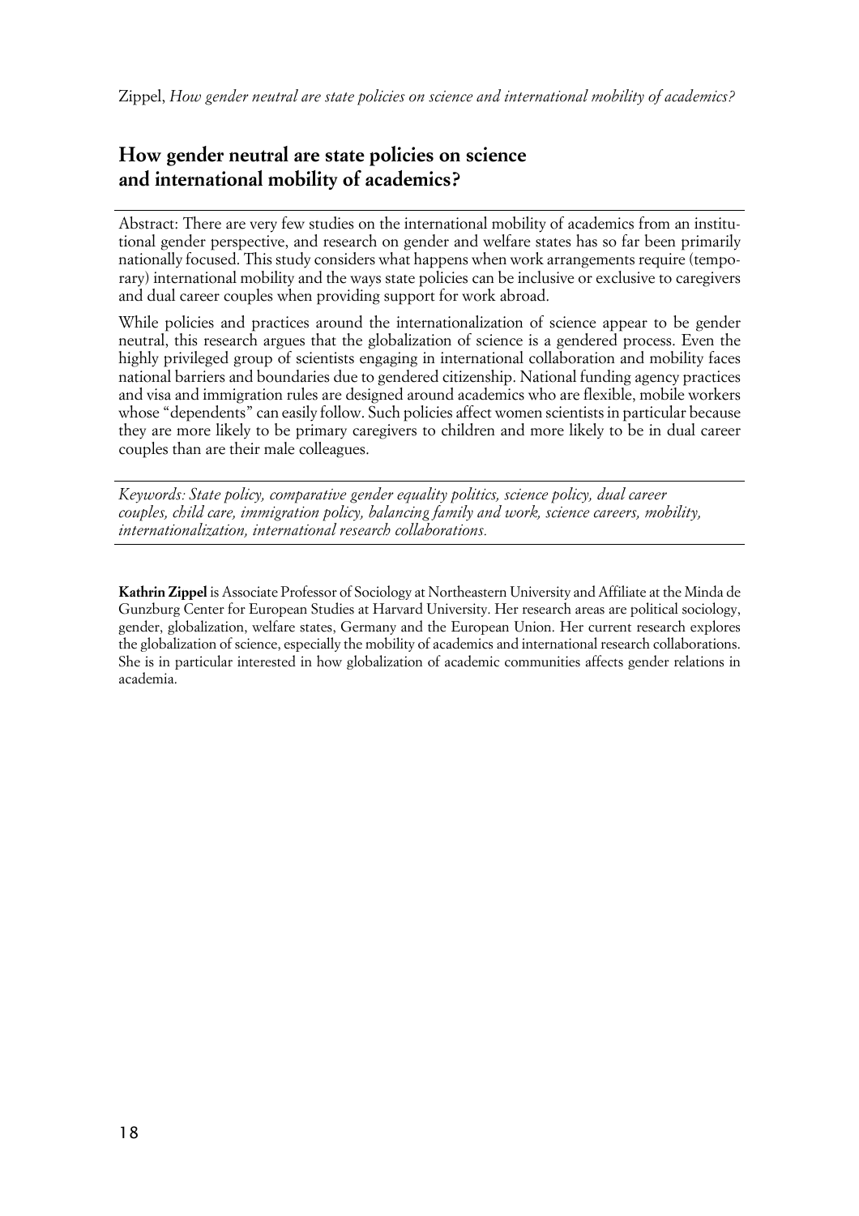## How gender neutral are state policies on science and international mobility of academics?

Abstract: There are very few studies on the international mobility of academics from an institutional gender perspective, and research on gender and welfare states has so far been primarily nationally focused. This study considers what happens when work arrangements require (temporary) international mobility and the ways state policies can be inclusive or exclusive to caregivers and dual career couples when providing support for work abroad.

While policies and practices around the internationalization of science appear to be gender neutral, this research argues that the globalization of science is a gendered process. Even the highly privileged group of scientists engaging in international collaboration and mobility faces national barriers and boundaries due to gendered citizenship. National funding agency practices and visa and immigration rules are designed around academics who are flexible, mobile workers whose "dependents" can easily follow. Such policies affect women scientists in particular because they are more likely to be primary caregivers to children and more likely to be in dual career couples than are their male colleagues.

*Keywords: State policy, comparative gender equality politics, science policy, dual career couples, child care, immigration policy, balancing family and work, science careers, mobility, internationalization, international research collaborations.*

**Kathrin Zippel** is Associate Professor of Sociology at Northeastern University and Affiliate at the Minda de Gunzburg Center for European Studies at Harvard University. Her research areas are political sociology, gender, globalization, welfare states, Germany and the European Union. Her current research explores the globalization of science, especially the mobility of academics and international research collaborations. She is in particular interested in how globalization of academic communities affects gender relations in academia.